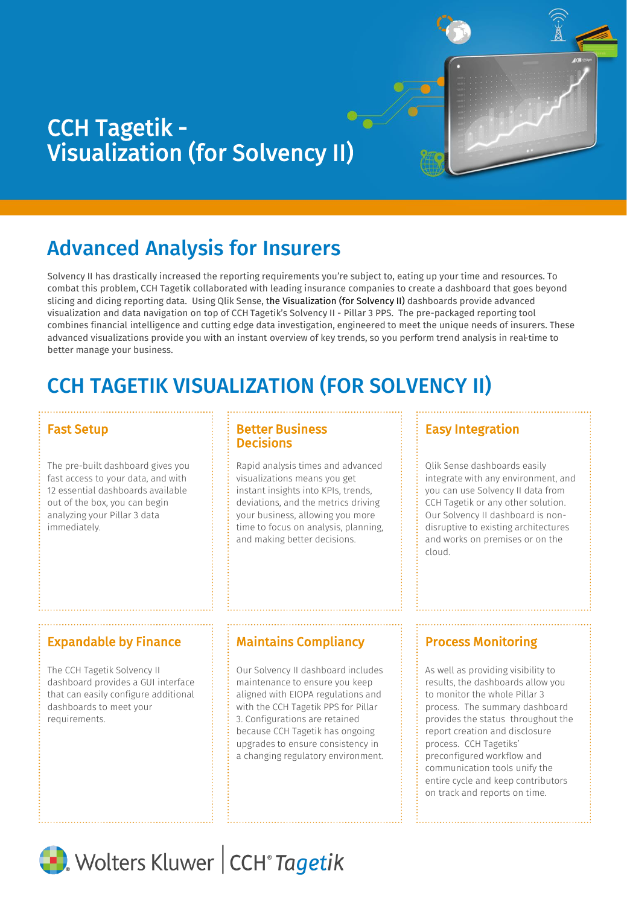# CCH Tagetik - Visualization (for Solvency II)

## Advanced Analysis for Insurers

Solvency II has drastically increased the reporting requirements you're subject to, eating up your time and resources. To combat this problem, CCH Tagetik collaborated with leading insurance companies to create a dashboard that goes beyond slicing and dicing reporting data. Using Qlik Sense, the Visualization (for Solvency II) dashboards provide advanced visualization and data navigation on top of CCH Tagetik's Solvency II - Pillar 3 PPS. The pre-packaged reporting tool combines financial intelligence and cutting edge data investigation, engineered to meet the unique needs of insurers. These advanced visualizations provide you with an instant overview of key trends, so you perform trend analysis in real-time to better manage your business.

## CCH TAGETIK VISUALIZATION (FOR SOLVENCY II)

### Fast Setup

The pre-built dashboard gives you fast access to your data, and with 12 essential dashboards available out of the box, you can begin analyzing your Pillar 3 data immediately.

### Better Business Decisions

Rapid analysis times and advanced visualizations means you get instant insights into KPIs, trends, deviations, and the metrics driving your business, allowing you more time to focus on analysis, planning, and making better decisions.

### Easy Integration

Qlik Sense dashboards easily integrate with any environment, and you can use Solvency II data from CCH Tagetik or any other solution. Our Solvency II dashboard is non-disruptive to existing architectures and works on premises or on the cloud.

### Expandable by Finance

The CCH Tagetik Solvency II dashboard provides a GUI interface that can easily configure additional dashboards to meet your requirements.

### Maintains Compliancy

Our Solvency II dashboard includes maintenance to ensure you keep aligned with EIOPA regulations and with the CCH Tagetik PPS for Pillar 3. Configurations are retained because CCH Tagetik has ongoing upgrades to ensure consistency in a changing regulatory environment.

### Process Monitoring

As well as providing visibility to results, the dashboards allow you to monitor the whole Pillar 3 process. The summary dashboard provides the status throughout the report creation and disclosure process. CCH Tagetiks' preconfigured workflow and communication tools unify the entire cycle and keep contributors on track and reports on time.

Wolters Kluwer | CCH® Tagetik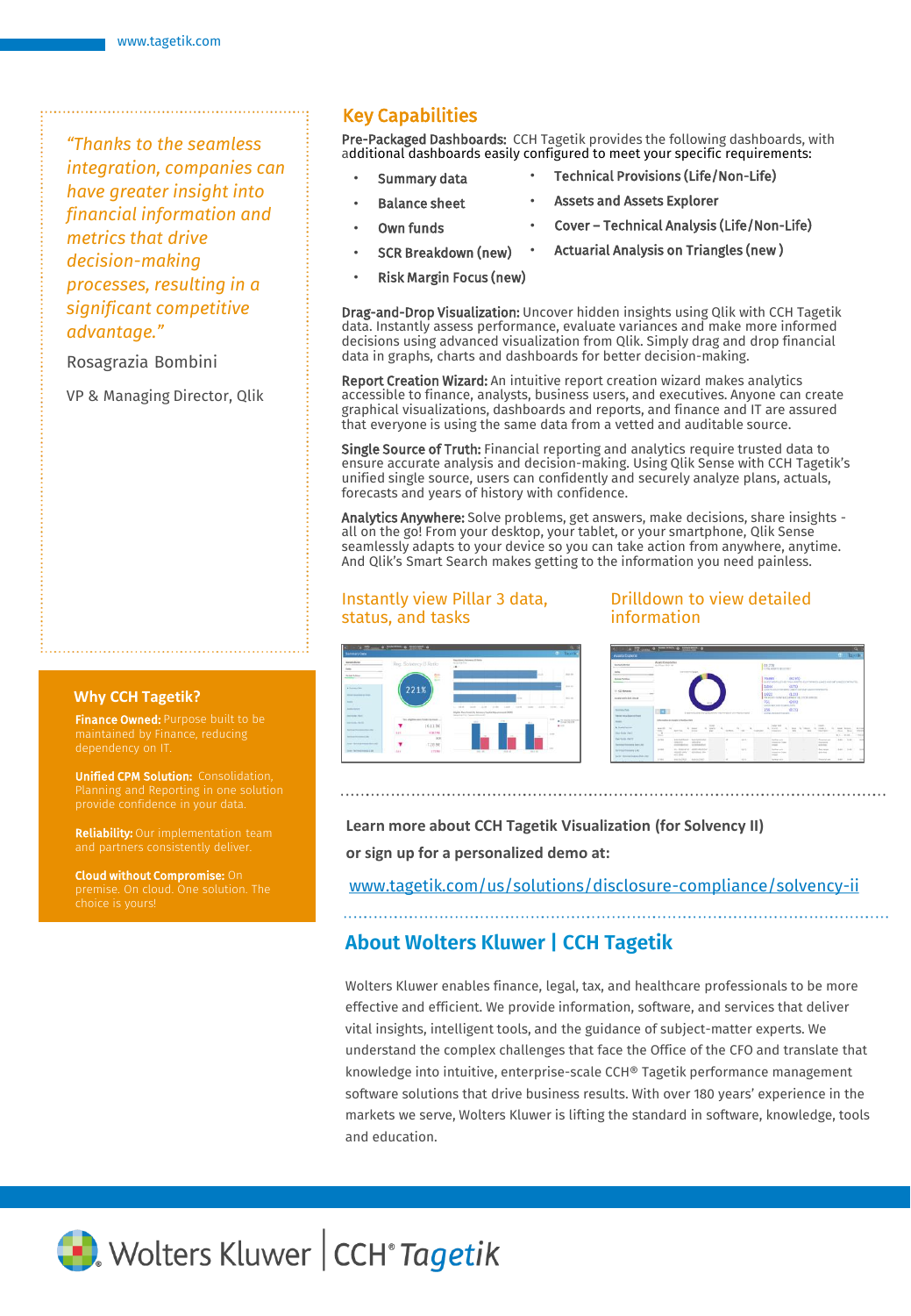*"Thanks to the seamless integration, companies can have greater insight into financial information and metrics that drive decision-making processes, resulting in a significant competitive advantage."*

Rosagrazia Bombini

VP & Managing Director, Qlik

## Key Capabilities

**Pre-Packaged Dashboards:** CCH Tagetik provides the following dashboards, with additional dashboards easily configured to meet your specific requirements:

- Summary data
- Balance sheet
- Own funds
- SCR Breakdown (new)
- Risk Margin Focus (new)
- Technical Provisions (Life/Non-Life)
- Assets and Assets Explorer
- Cover – Technical Analysis (Life/Non-Life)
- Actuarial Analysis on Triangles (new)

**Drag-and-Drop Visualization:** Uncover hidden insights using Qlik with CCH Tagetik data. Instantly assess performance, evaluate variances and make more informed decisions using advanced visualization from Qlik. Simply drag and drop financial data in graphs, charts and dashboards for better decision-making.

**Report Creation Wizard:** An intuitive report creation wizard makes analytics accessible to finance, analysts, business users, and executives. Anyone can create graphical visualizations, dashboards and reports, and finance and IT are assured that everyone is using the same data from a vetted and auditable source.

**Single Source of Truth:** Financial reporting and analytics require trusted data to ensure accurate analysis and decision-making. Using Qlik Sense with CCH Tagetik's unified single source, users can confidently and securely analyze plans, actuals, forecasts and years of history with confidence.

**Analytics Anywhere:** Solve problems, get answers, make decisions, share insights - all on the go! From your desktop, your tablet, or your smartphone, Qlik Sense seamlessly adapts to your device so you can take action from anywhere, anytime. And Qlik's Smart Search makes getting to the information you need painless.

Instantly view Pillar 3 data, status, and tasks

Drilldown to view detailed information

### Why CCH Tagetik?

**Finance Owned:** Purpose built to be maintained by Finance, reducing dependency on IT.

**Unified CPM Solution:** Consolidation, Planning and Reporting in one solution provide confidence in your data.

**Reliability:** Our implementation team and partners consistently deliver.

**Cloud without Compromise:** On premise. On cloud. One solution. The choice is yours!

**Learn more about CCH Tagetik Visualization (for Solvency II)**

**or sign up for a personalized demo at:**

www.tagetik.com/us/solutions/disclosure-compliance/solvency-ii

## About Wolters Kluwer | CCH Tagetik

Wolters Kluwer enables finance, legal, tax, and healthcare professionals to be more effective and efficient. We provide information, software, and services that deliver vital insights, intelligent tools, and the guidance of subject-matter experts. We understand the complex challenges that face the Office of the CFO and translate that knowledge into intuitive, enterprise-scale CCH® Tagetik performance management software solutions that drive business results. With over 180 years' experience in the markets we serve, Wolters Kluwer is lifting the standard in software, knowledge, tools and education.